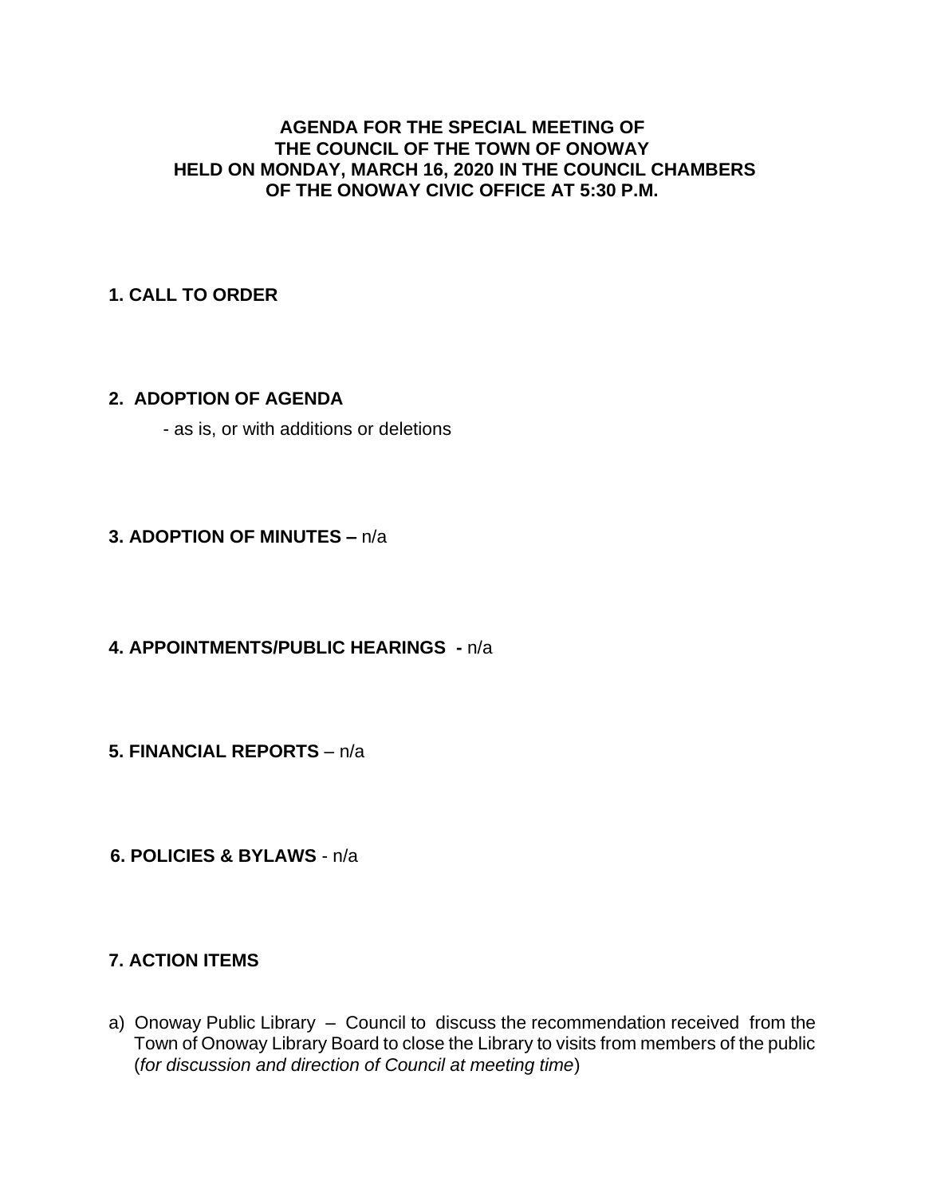**AGENDA FOR THE SPECIAL MEETING OF THE COUNCIL OF THE TOWN OF ONOWAY HELD ON MONDAY, MARCH 16, 2020 IN THE COUNCIL CHAMBERS OF THE ONOWAY CIVIC OFFICE AT 5:30 P.M.**

**1. CALL TO ORDER**

**2. ADOPTION OF AGENDA**

- as is, or with additions or deletions

**3. ADOPTION OF MINUTES –** n/a

**4. APPOINTMENTS/PUBLIC HEARINGS -** n/a

**5. FINANCIAL REPORTS** – n/a

**6. POLICIES & BYLAWS** - n/a

**7. ACTION ITEMS**

a) Onoway Public Library – Council to discuss the recommendation received from the Town of Onoway Library Board to close the Library to visits from members of the public (*for discussion and direction of Council at meeting time*)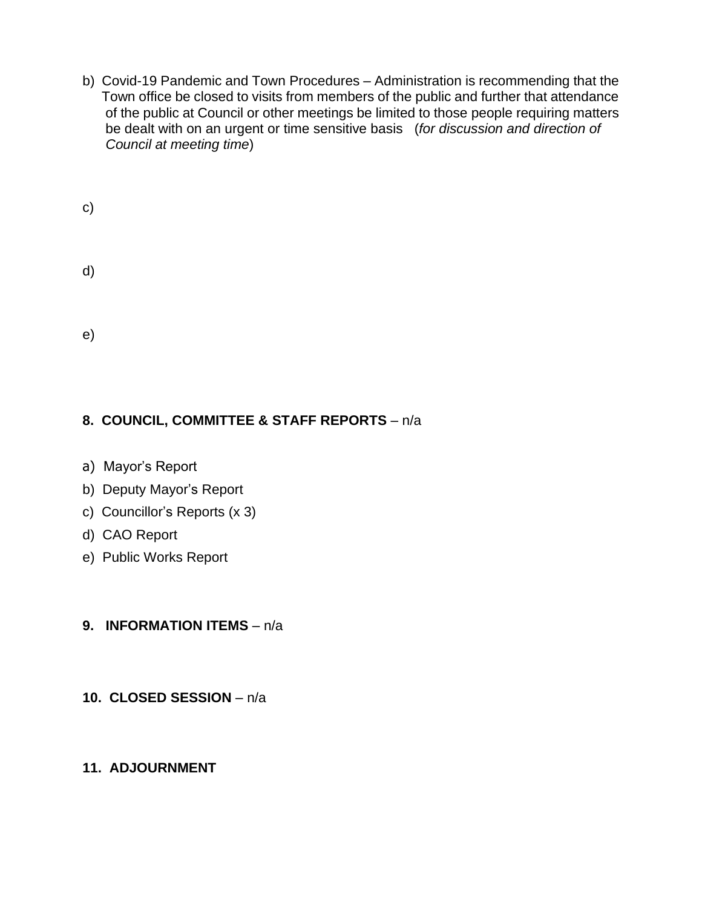b) Covid-19 Pandemic and Town Procedures – Administration is recommending that the Town office be closed to visits from members of the public and further that attendance of the public at Council or other meetings be limited to those people requiring matters be dealt with on an urgent or time sensitive basis (*for discussion and direction of Council at meeting time*)

c)

d)

e)

**8. COUNCIL, COMMITTEE & STAFF REPORTS** – n/a

a) Mayor's Report
b) Deputy Mayor's Report
c) Councillor's Reports (x 3)
d) CAO Report
e) Public Works Report

**9. INFORMATION ITEMS** – n/a

**10. CLOSED SESSION** – n/a

**11. ADJOURNMENT**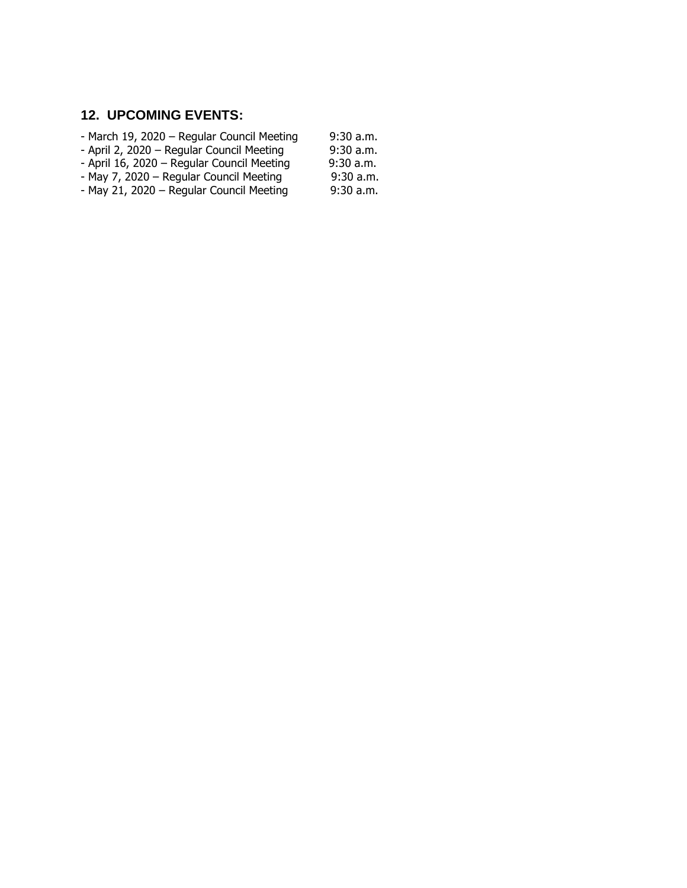## 12. UPCOMING EVENTS:

- March 19, 2020 – Regular Council Meeting 9:30 a.m.
- April 2, 2020 – Regular Council Meeting 9:30 a.m.
- April 16, 2020 – Regular Council Meeting 9:30 a.m.
- May 7, 2020 – Regular Council Meeting 9:30 a.m.
- May 21, 2020 – Regular Council Meeting 9:30 a.m.